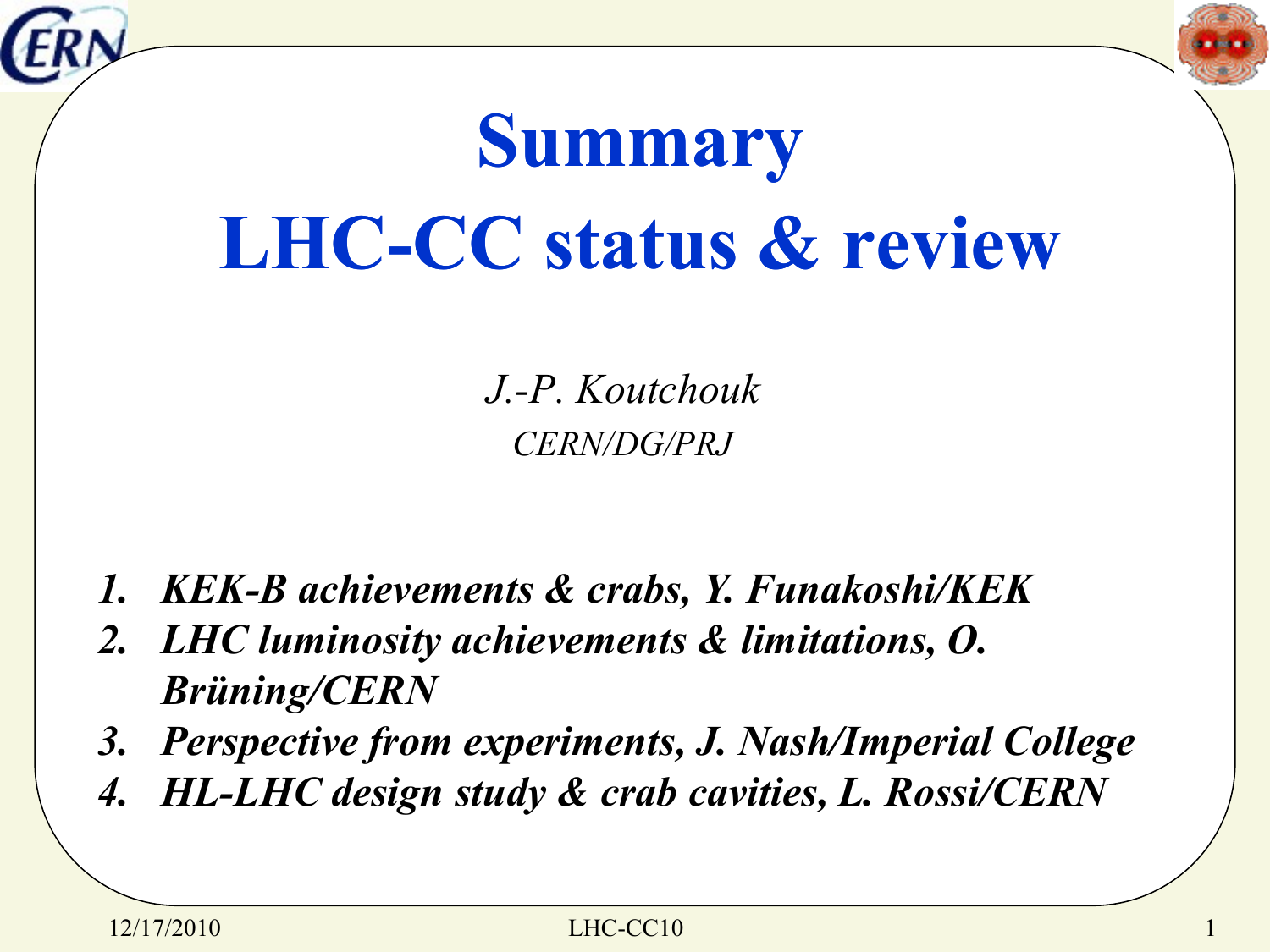# Summary
# LHC-CC status & review

*J.-P. Koutchouk*

*CERN/DG/PRJ*

1. ***KEK-B achievements & crabs, Y. Funakoshi/KEK***
2. ***LHC luminosity achievements & limitations, O. Brüning/CERN***
3. ***Perspective from experiments, J. Nash/Imperial College***
4. ***HL-LHC design study & crab cavities, L. Rossi/CERN***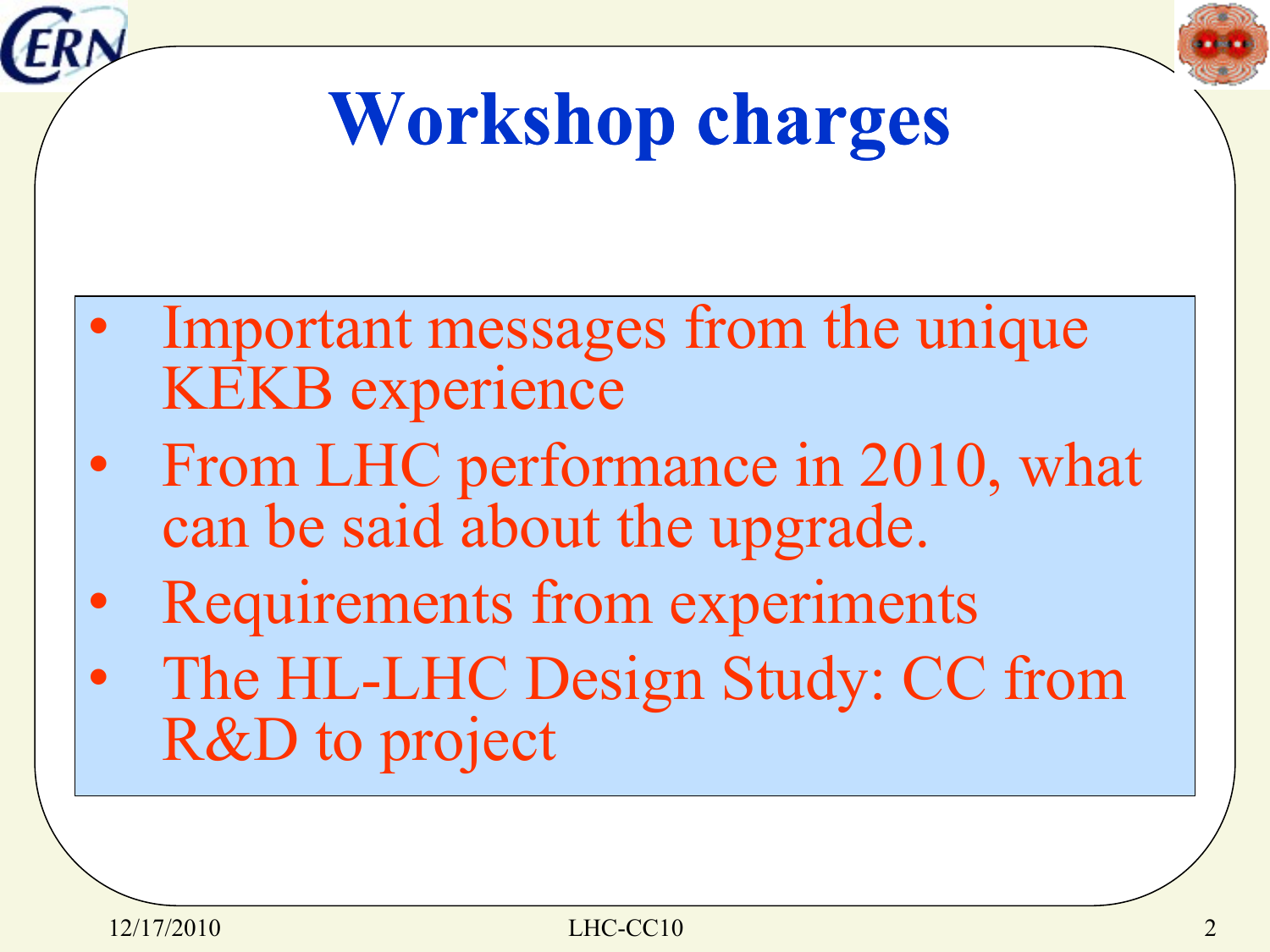# Workshop charges

- Important messages from the unique KEKB experience
- From LHC performance in 2010, what can be said about the upgrade.
- Requirements from experiments
- The HL-LHC Design Study: CC from R&D to project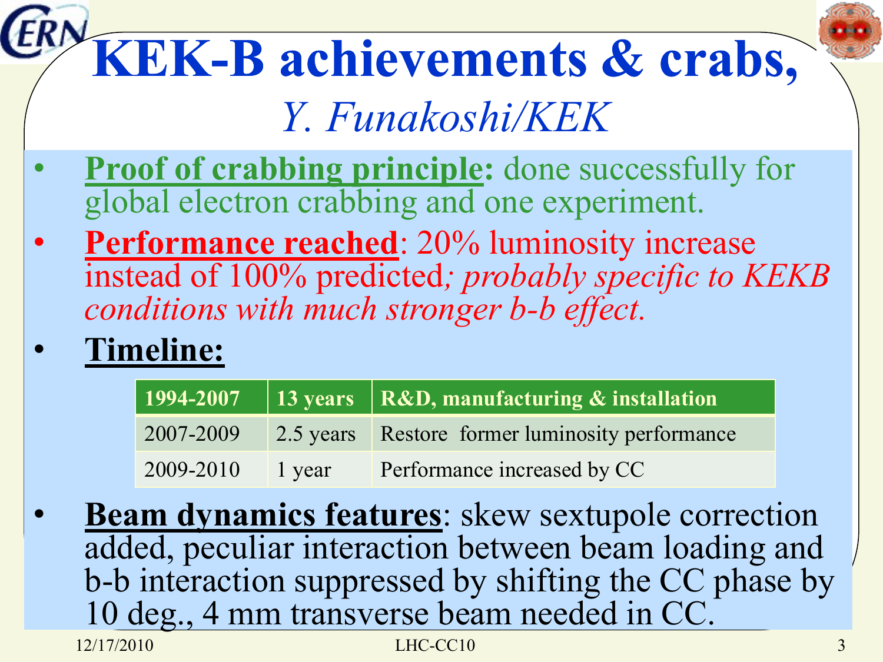# KEK-B achievements & crabs,

## *Y. Funakoshi/KEK*

- **Proof of crabbing principle:** done successfully for global electron crabbing and one experiment.
- **Performance reached**: 20% luminosity increase instead of 100% predicted*; probably specific to KEKB conditions with much stronger b-b effect.*
- **Timeline:**

| 1994-2007 | 13 years | R&D, manufacturing & installation |
|---|---|---|
| 2007-2009 | 2.5 years | Restore former luminosity performance |
| 2009-2010 | 1 year | Performance increased by CC |

- **Beam dynamics features**: skew sextupole correction added, peculiar interaction between beam loading and b-b interaction suppressed by shifting the CC phase by 10 deg., 4 mm transverse beam needed in CC.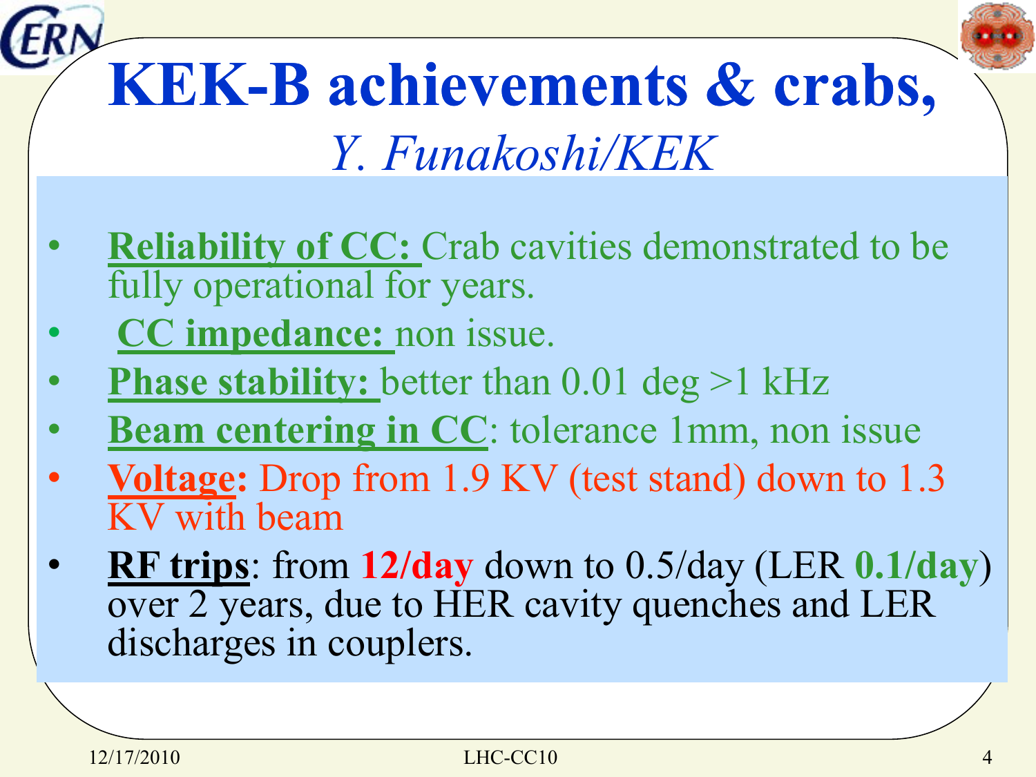# KEK-B achievements & crabs,

*Y. Funakoshi/KEK*

- **Reliability of CC:** Crab cavities demonstrated to be fully operational for years.
- **CC impedance:** non issue.
- **Phase stability:** better than 0.01 deg >1 kHz
- **Beam centering in CC**: tolerance 1mm, non issue
- **Voltage:** Drop from 1.9 KV (test stand) down to 1.3 KV with beam
- **RF trips**: from **12/day** down to 0.5/day (LER **0.1/day**) over 2 years, due to HER cavity quenches and LER discharges in couplers.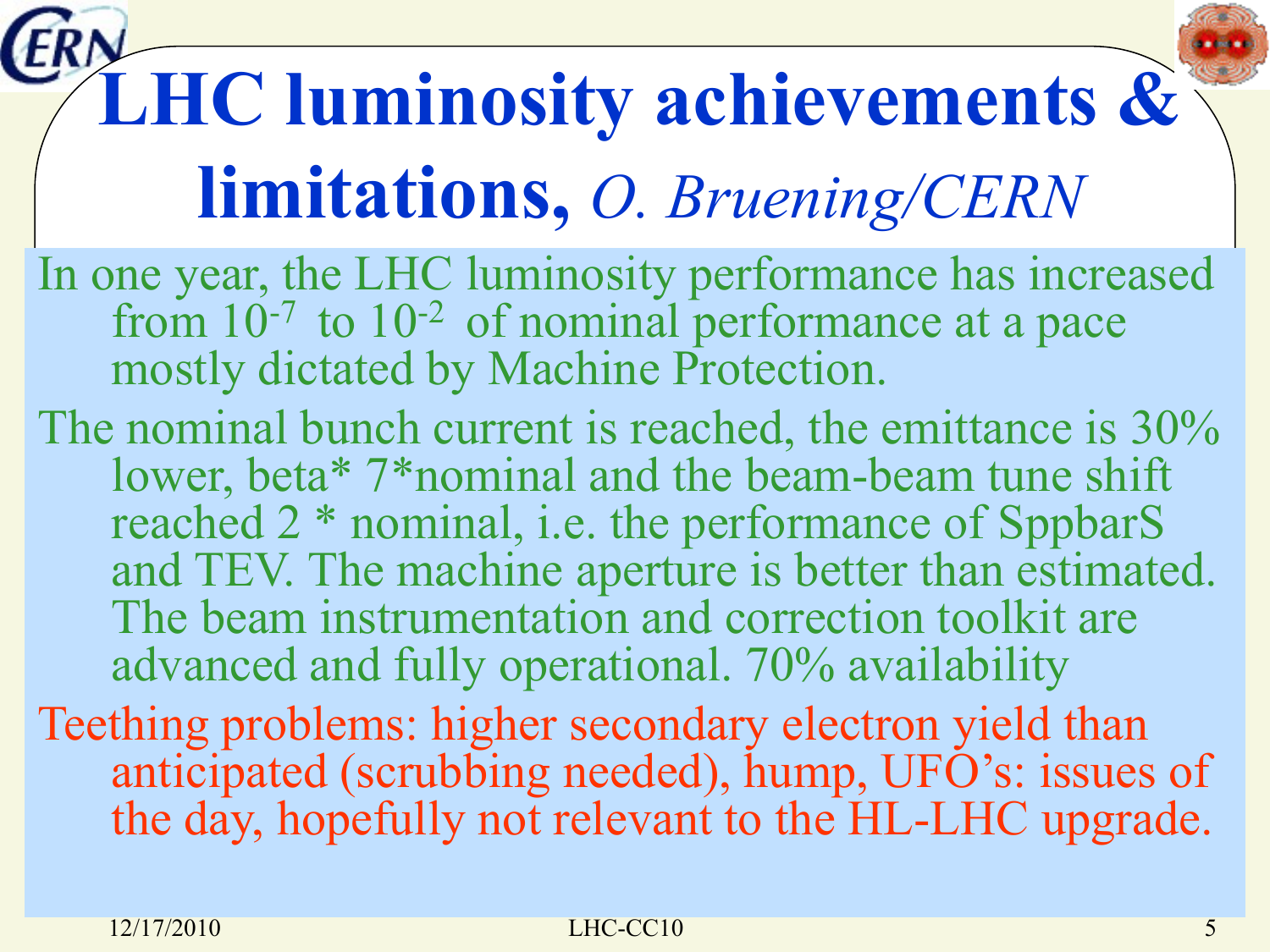# LHC luminosity achievements & limitations, *O. Bruening/CERN*

In one year, the LHC luminosity performance has increased from $10^{-7}$ to $10^{-2}$ of nominal performance at a pace mostly dictated by Machine Protection.

The nominal bunch current is reached, the emittance is 30% lower, beta* 7*nominal and the beam-beam tune shift reached 2 * nominal, i.e. the performance of SppbarS and TEV. The machine aperture is better than estimated. The beam instrumentation and correction toolkit are advanced and fully operational. 70% availability

Teething problems: higher secondary electron yield than anticipated (scrubbing needed), hump, UFO's: issues of the day, hopefully not relevant to the HL-LHC upgrade.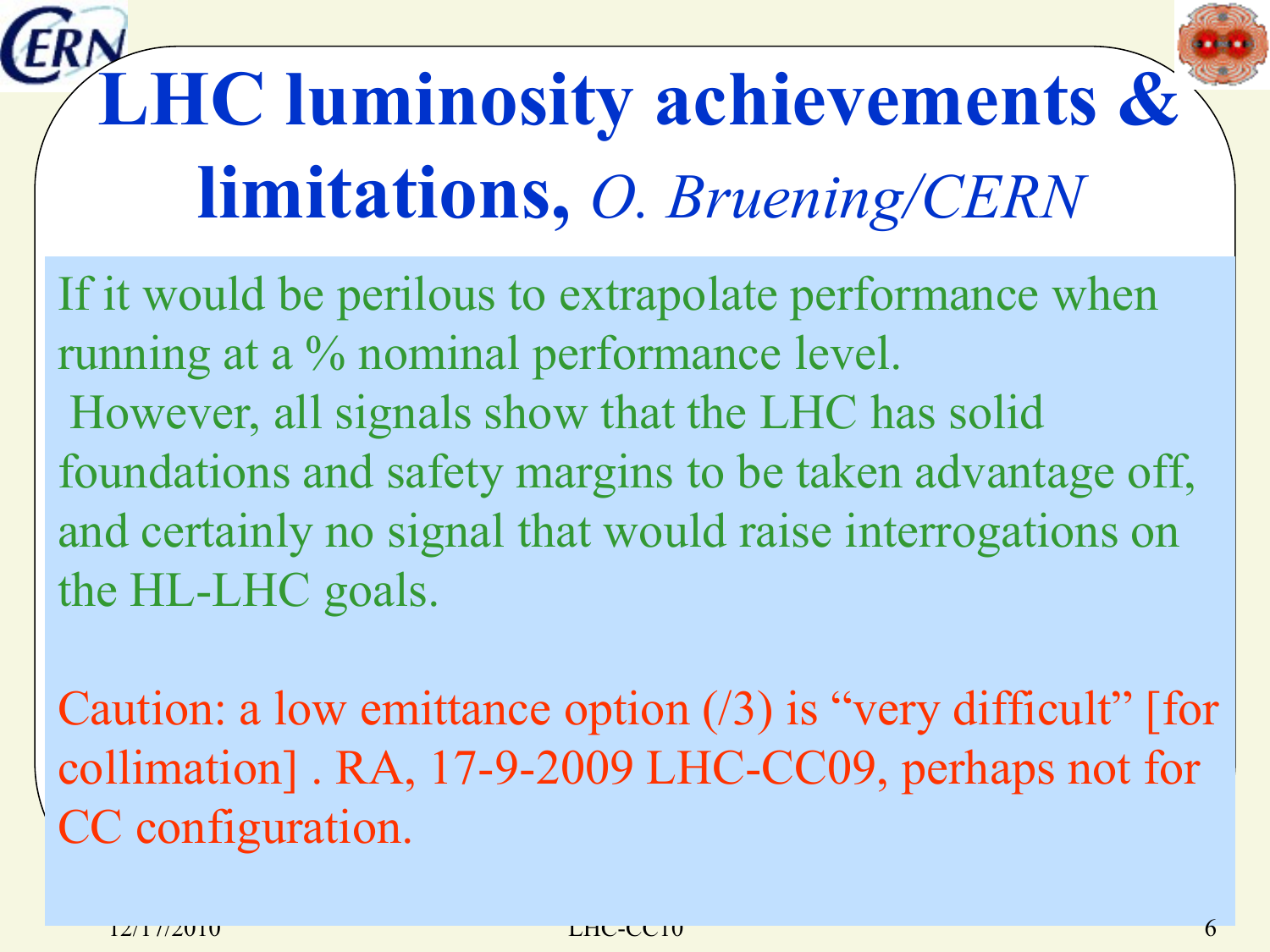# LHC luminosity achievements & limitations, *O. Bruening/CERN*

If it would be perilous to extrapolate performance when running at a % nominal performance level.

However, all signals show that the LHC has solid foundations and safety margins to be taken advantage off, and certainly no signal that would raise interrogations on the HL-LHC goals.

Caution: a low emittance option (/3) is “very difficult” [for collimation] . RA, 17-9-2009 LHC-CC09, perhaps not for CC configuration.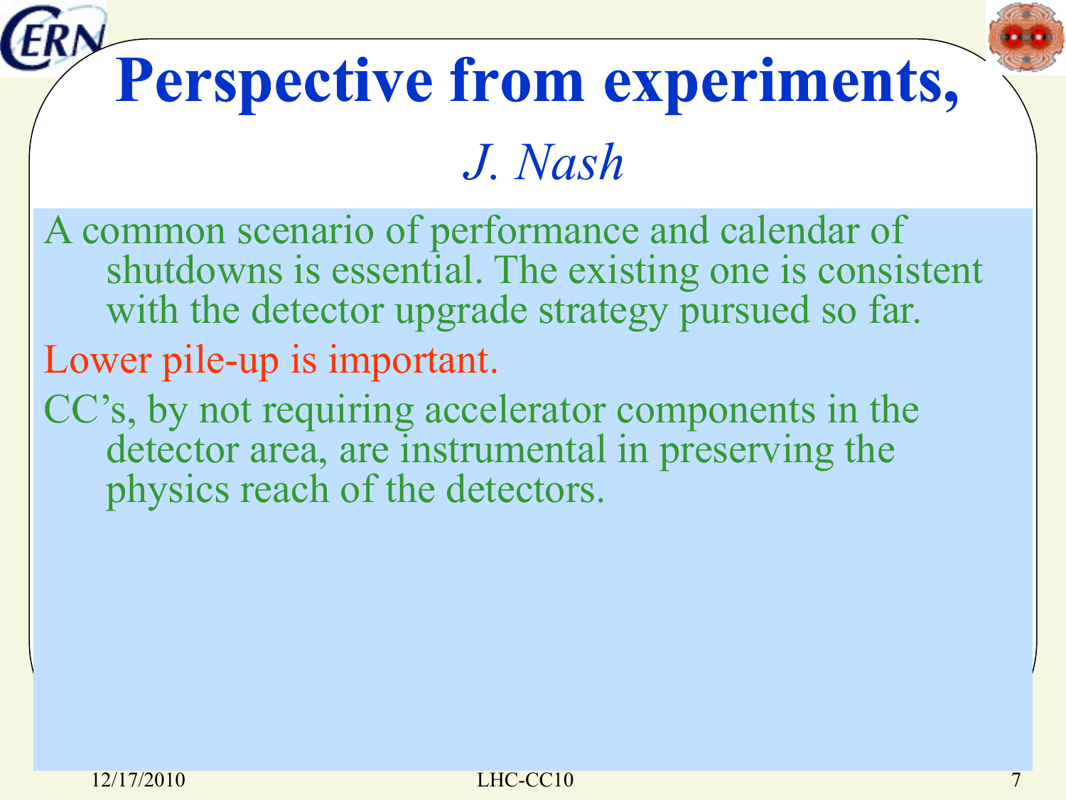# Perspective from experiments,

*J. Nash*

A common scenario of performance and calendar of shutdowns is essential. The existing one is consistent with the detector upgrade strategy pursued so far.

Lower pile-up is important.

CC's, by not requiring accelerator components in the detector area, are instrumental in preserving the physics reach of the detectors.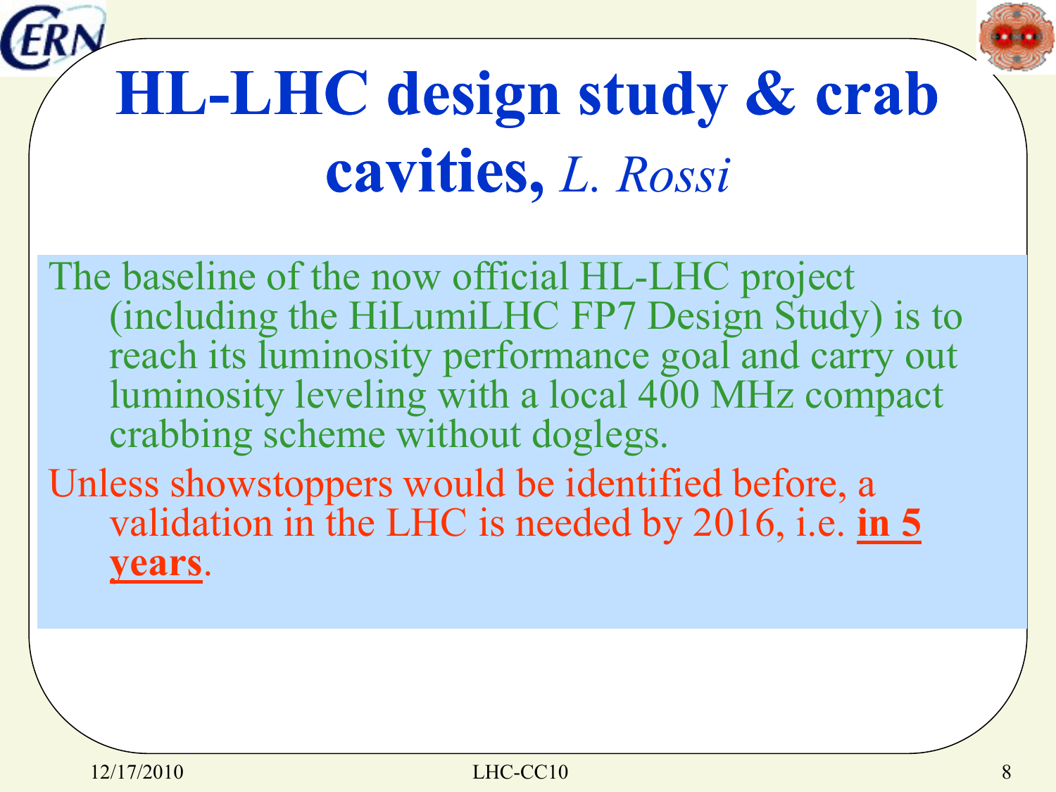# HL-LHC design study & crab cavities, *L. Rossi*

The baseline of the now official HL-LHC project (including the HiLumiLHC FP7 Design Study) is to reach its luminosity performance goal and carry out luminosity leveling with a local 400 MHz compact crabbing scheme without doglegs.

Unless showstoppers would be identified before, a validation in the LHC is needed by 2016, i.e. **in 5 years**.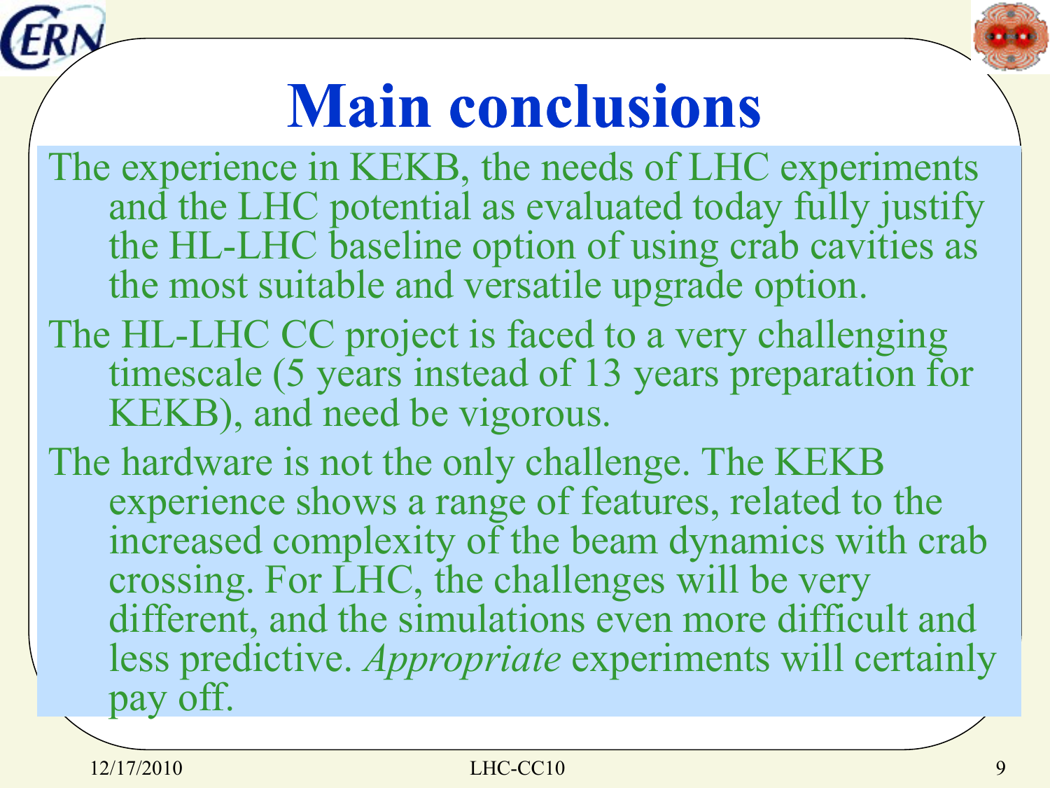# Main conclusions

The experience in KEKB, the needs of LHC experiments and the LHC potential as evaluated today fully justify the HL-LHC baseline option of using crab cavities as the most suitable and versatile upgrade option.

The HL-LHC CC project is faced to a very challenging timescale (5 years instead of 13 years preparation for KEKB), and need be vigorous.

The hardware is not the only challenge. The KEKB experience shows a range of features, related to the increased complexity of the beam dynamics with crab crossing. For LHC, the challenges will be very different, and the simulations even more difficult and less predictive. *Appropriate* experiments will certainly pay off.